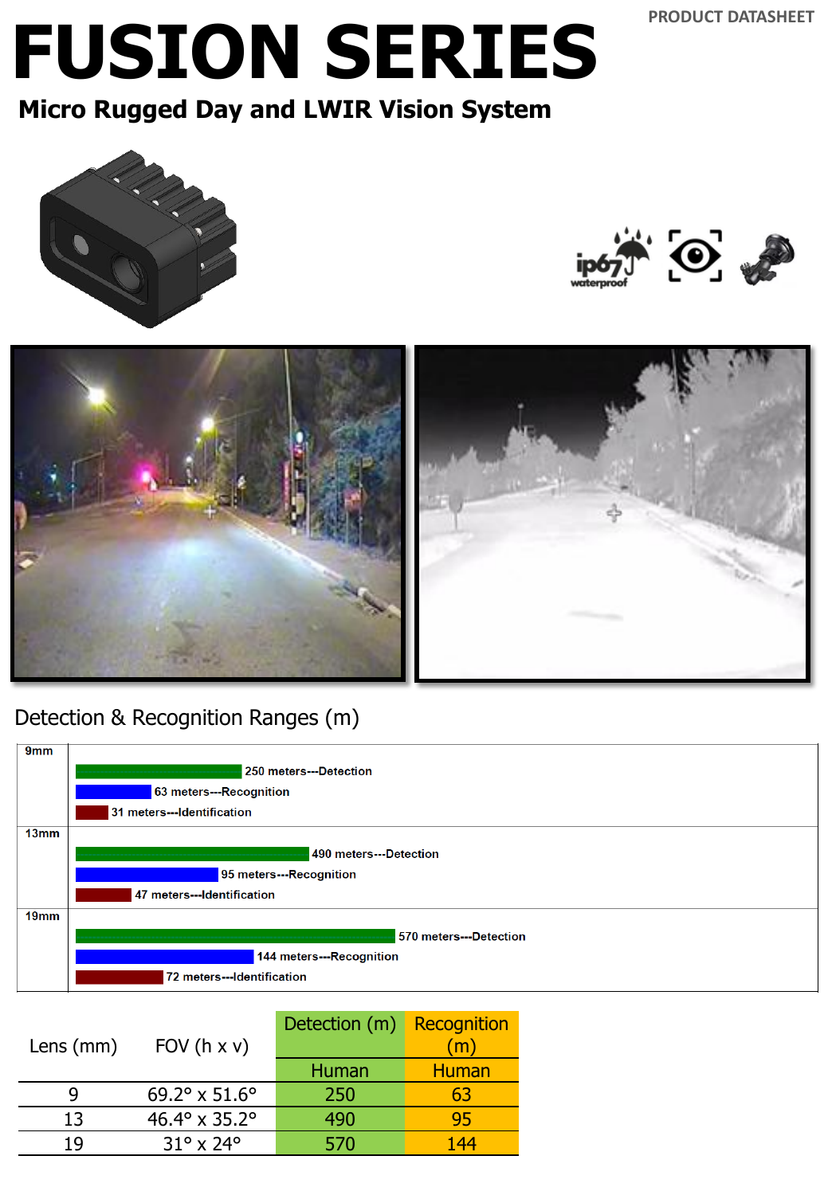PRODUCT DATASHEET

# FUSION SERIES

## Micro Rugged Day and LWIR Vision System

ip67 waterproof

## Detection & Recognition Ranges (m)

**9mm**

- 250 meters---Detection
- 63 meters---Recognition
- 31 meters---Identification

**13mm**

- 490 meters---Detection
- 95 meters---Recognition
- 47 meters---Identification

**19mm**

- 570 meters---Detection
- 144 meters---Recognition
- 72 meters---Identification

| Lens (mm) | FOV (h x v) | Detection (m) | Recognition (m) |
|---|---|---|---|
| | | Human | Human |
| 9 | 69.2° x 51.6° | 250 | 63 |
| 13 | 46.4° x 35.2° | 490 | 95 |
| 19 | 31° x 24° | 570 | 144 |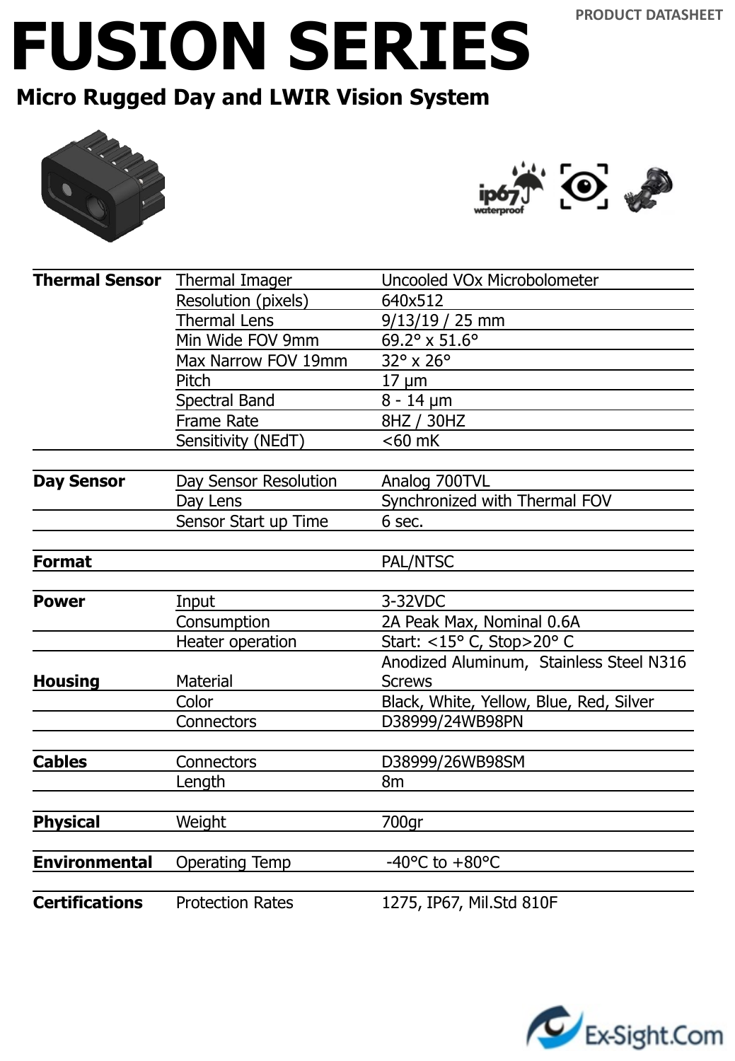PRODUCT DATASHEET

# FUSION SERIES

## Micro Rugged Day and LWIR Vision System

ip67 waterproof

| | | |
|---|---|---|
| **Thermal Sensor** | Thermal Imager | Uncooled VOx Microbolometer |
| | Resolution (pixels) | 640x512 |
| | Thermal Lens | 9/13/19 / 25 mm |
| | Min Wide FOV 9mm | 69.2° x 51.6° |
| | Max Narrow FOV 19mm | 32° x 26° |
| | Pitch | 17 µm |
| | Spectral Band | 8 - 14 µm |
| | Frame Rate | 8HZ / 30HZ |
| | Sensitivity (NEdT) | <60 mK |
| **Day Sensor** | Day Sensor Resolution | Analog 700TVL |
| | Day Lens | Synchronized with Thermal FOV |
| | Sensor Start up Time | 6 sec. |
| **Format** | | PAL/NTSC |
| **Power** | Input | 3-32VDC |
| | Consumption | 2A Peak Max, Nominal 0.6A |
| | Heater operation | Start: <15° C, Stop>20° C |
| **Housing** | Material | Anodized Aluminum, Stainless Steel N316 Screws |
| | Color | Black, White, Yellow, Blue, Red, Silver |
| | Connectors | D38999/24WB98PN |
| **Cables** | Connectors | D38999/26WB98SM |
| | Length | 8m |
| **Physical** | Weight | 700gr |
| **Environmental** | Operating Temp | -40°C to +80°C |
| **Certifications** | Protection Rates | 1275, IP67, Mil.Std 810F |

Ex-Sight.Com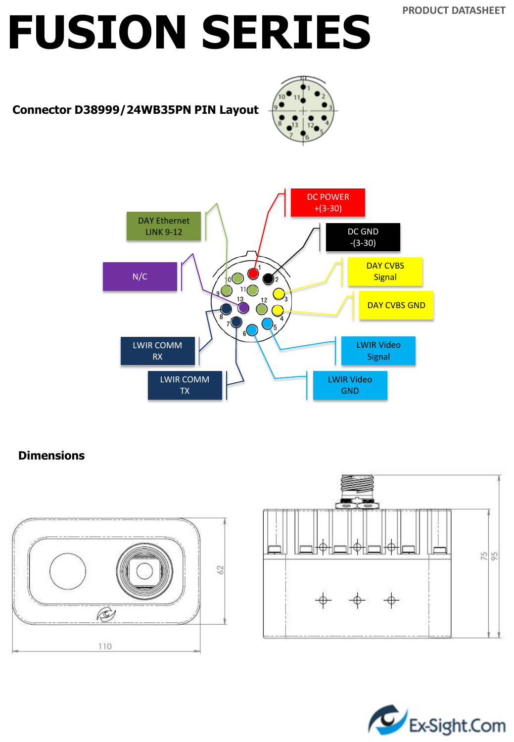PRODUCT DATASHEET

# FUSION SERIES

**Connector D38999/24WB35PN PIN Layout**

DC POWER +(3-30)

DC GND -(3-30)

DAY CVBS Signal

DAY CVBS GND

LWIR Video Signal

LWIR Video GND

LWIR COMM TX

LWIR COMM RX

N/C

DAY Ethernet LINK 9-12

**Dimensions**

62

110

75

95

Ex-Sight.Com